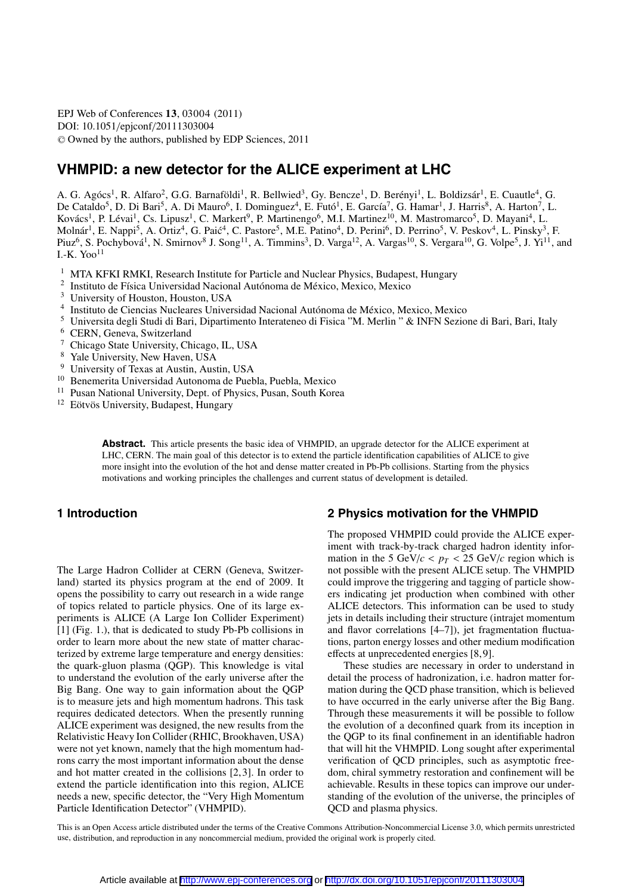# VHMPID: a new detector for the ALICE experiment at LHC

A. G. Agócs[1], R. Alfaro[2], G.G. Barnaföldi[1], R. Bellwied[3], Gy. Bencze[1], D. Berényi[1], L. Boldizsár[1], E. Cuautle[4], G. De Cataldo[5], D. Di Bari[5], A. Di Mauro[6], I. Dominguez[4], E. Futó[1], E. García[7], G. Hamar[1], J. Harris[8], A. Harton[7], L. Kovács[1], P. Lévai[1], Cs. Lipusz[1], C. Markert[9], P. Martinengo[6], M.I. Martinez[10], M. Mastromarco[5], D. Mayani[4], L. Molnár[1], E. Nappi[5], A. Ortiz[4], G. Paić[4], C. Pastore[5], M.E. Patino[4], D. Perini[6], D. Perrino[5], V. Peskov[4], L. Pinsky[3], F. Piuz[6], S. Pochybová[1], N. Smirnov[8] J. Song[11], A. Timmins[3], D. Varga[12], A. Vargas[10], S. Vergara[10], G. Volpe[5], J. Yi[11], and I.-K. Yoo[11]

[1] MTA KFKI RMKI, Research Institute for Particle and Nuclear Physics, Budapest, Hungary
[2] Instituto de Física Universidad Nacional Autónoma de México, Mexico, Mexico
[3] University of Houston, Houston, USA
[4] Instituto de Ciencias Nucleares Universidad Nacional Autónoma de México, Mexico, Mexico
[5] Universita degli Studi di Bari, Dipartimento Interateneo di Fisica "M. Merlin " & INFN Sezione di Bari, Bari, Italy
[6] CERN, Geneva, Switzerland
[7] Chicago State University, Chicago, IL, USA
[8] Yale University, New Haven, USA
[9] University of Texas at Austin, Austin, USA
[10] Benemerita Universidad Autonoma de Puebla, Puebla, Mexico
[11] Pusan National University, Dept. of Physics, Pusan, South Korea
[12] Eötvös University, Budapest, Hungary

**Abstract.** This article presents the basic idea of VHMPID, an upgrade detector for the ALICE experiment at LHC, CERN. The main goal of this detector is to extend the particle identification capabilities of ALICE to give more insight into the evolution of the hot and dense matter created in Pb-Pb collisions. Starting from the physics motivations and working principles the challenges and current status of development is detailed.

## 1 Introduction

The Large Hadron Collider at CERN (Geneva, Switzerland) started its physics program at the end of 2009. It opens the possibility to carry out research in a wide range of topics related to particle physics. One of its large experiments is ALICE (A Large Ion Collider Experiment) [1] (Fig. 1.), that is dedicated to study Pb-Pb collisions in order to learn more about the new state of matter characterized by extreme large temperature and energy densities: the quark-gluon plasma (QGP). This knowledge is vital to understand the evolution of the early universe after the Big Bang. One way to gain information about the QGP is to measure jets and high momentum hadrons. This task requires dedicated detectors. When the presently running ALICE experiment was designed, the new results from the Relativistic Heavy Ion Collider (RHIC, Brookhaven, USA) were not yet known, namely that the high momentum hadrons carry the most important information about the dense and hot matter created in the collisions [2,3]. In order to extend the particle identification into this region, ALICE needs a new, specific detector, the "Very High Momentum Particle Identification Detector" (VHMPID).

## 2 Physics motivation for the VHMPID

The proposed VHMPID could provide the ALICE experiment with track-by-track charged hadron identity information in the 5 GeV/$c$ < $p_T$ < 25 GeV/$c$ region which is not possible with the present ALICE setup. The VHMPID could improve the triggering and tagging of particle showers indicating jet production when combined with other ALICE detectors. This information can be used to study jets in details including their structure (intrajet momentum and flavor correlations [4–7]), jet fragmentation fluctuations, parton energy losses and other medium modification effects at unprecedented energies [8,9].

These studies are necessary in order to understand in detail the process of hadronization, i.e. hadron matter formation during the QCD phase transition, which is believed to have occurred in the early universe after the Big Bang. Through these measurements it will be possible to follow the evolution of a deconfined quark from its inception in the QGP to its final confinement in an identifiable hadron that will hit the VHMPID. Long sought after experimental verification of QCD principles, such as asymptotic freedom, chiral symmetry restoration and confinement will be achievable. Results in these topics can improve our understanding of the evolution of the universe, the principles of QCD and plasma physics.

This is an Open Access article distributed under the terms of the Creative Commons Attribution-Noncommercial License 3.0, which permits unrestricted use, distribution, and reproduction in any noncommercial medium, provided the original work is properly cited.

Article available at http://www.epj-conferences.org or http://dx.doi.org/10.1051/epjconf/20111303004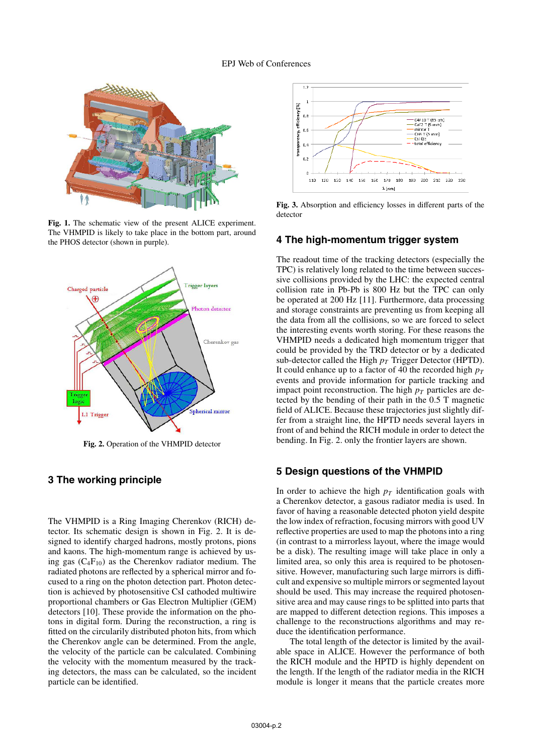Fig. 1. The schematic view of the present ALICE experiment. The VHMPID is likely to take place in the bottom part, around the PHOS detector (shown in purple).

Fig. 2. Operation of the VHMPID detector

## 3 The working principle

The VHMPID is a Ring Imaging Cherenkov (RICH) detector. Its schematic design is shown in Fig. 2. It is designed to identify charged hadrons, mostly protons, pions and kaons. The high-momentum range is achieved by using gas ($C_4F_{10}$) as the Cherenkov radiator medium. The radiated photons are reflected by a spherical mirror and focused to a ring on the photon detection part. Photon detection is achieved by photosensitive CsI cathoded multiwire proportional chambers or Gas Electron Multiplier (GEM) detectors [10]. These provide the information on the photons in digital form. During the reconstruction, a ring is fitted on the circularily distributed photon hits, from which the Cherenkov angle can be determined. From the angle, the velocity of the particle can be calculated. Combining the velocity with the momentum measured by the tracking detectors, the mass can be calculated, so the incident particle can be identified.

Fig. 3. Absorption and efficiency losses in different parts of the detector

## 4 The high-momentum trigger system

The readout time of the tracking detectors (especially the TPC) is relatively long related to the time between successive collisions provided by the LHC: the expected central collision rate in Pb-Pb is 800 Hz but the TPC can only be operated at 200 Hz [11]. Furthermore, data processing and storage constraints are preventing us from keeping all the data from all the collisions, so we are forced to select the interesting events worth storing. For these reasons the VHMPID needs a dedicated high momentum trigger that could be provided by the TRD detector or by a dedicated sub-detector called the High $p_T$ Trigger Detector (HPTD). It could enhance up to a factor of 40 the recorded high $p_T$ events and provide information for particle tracking and impact point reconstruction. The high $p_T$ particles are detected by the bending of their path in the 0.5 T magnetic field of ALICE. Because these trajectories just slightly differ from a straight line, the HPTD needs several layers in front of and behind the RICH module in order to detect the bending. In Fig. 2. only the frontier layers are shown.

## 5 Design questions of the VHMPID

In order to achieve the high $p_T$ identification goals with a Cherenkov detector, a gasous radiator media is used. In favor of having a reasonable detected photon yield despite the low index of refraction, focusing mirrors with good UV reflective properties are used to map the photons into a ring (in contrast to a mirrorless layout, where the image would be a disk). The resulting image will take place in only a limited area, so only this area is required to be photosensitive. However, manufacturing such large mirrors is difficult and expensive so multiple mirrors or segmented layout should be used. This may increase the required photosensitive area and may cause rings to be splitted into parts that are mapped to different detection regions. This imposes a challenge to the reconstructions algorithms and may reduce the identification performance.

The total length of the detector is limited by the available space in ALICE. However the performance of both the RICH module and the HPTD is highly dependent on the length. If the length of the radiator media in the RICH module is longer it means that the particle creates more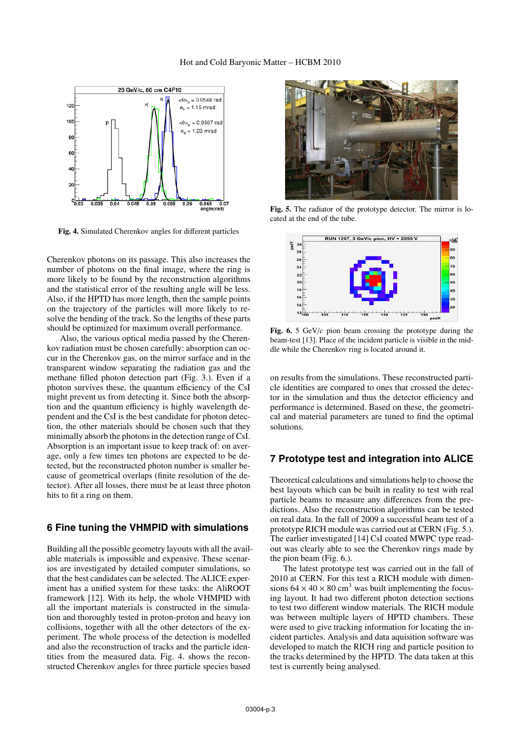Fig. 4. Simulated Cherenkov angles for different particles

Fig. 5. The radiator of the prototype detector. The mirror is located at the end of the tube.

Fig. 6. 5 GeV/$c$ pion beam crossing the prototype during the beam-test [13]. Place of the incident particle is visible in the middle while the Cherenkov ring is located around it.

Cherenkov photons on its passage. This also increases the number of photons on the final image, where the ring is more likely to be found by the reconstruction algorithms and the statistical error of the resulting angle will be less. Also, if the HPTD has more length, then the sample points on the trajectory of the particles will more likely to resolve the bending of the track. So the lengths of these parts should be optimized for maximum overall performance.

Also, the various optical media passed by the Cherenkov radiation must be chosen carefully: absorption can occur in the Cherenkov gas, on the mirror surface and in the transparent window separating the radiation gas and the methane filled photon detection part (Fig. 3.). Even if a photon survives these, the quantum efficiency of the CsI might prevent us from detecting it. Since both the absorption and the quantum efficiency is highly wavelength dependent and the CsI is the best candidate for photon detection, the other materials should be chosen such that they minimally absorb the photons in the detection range of CsI. Absorption is an important issue to keep track of: on average, only a few times ten photons are expected to be detected, but the reconstructed photon number is smaller because of geometrical overlaps (finite resolution of the detector). After all losses, there must be at least three photon hits to fit a ring on them.

## 6 Fine tuning the VHMPID with simulations

Building all the possible geometry layouts with all the available materials is impossible and expensive. These scenarios are investigated by detailed computer simulations, so that the best candidates can be selected. The ALICE experiment has a unified system for these tasks: the AliROOT framework [12]. With its help, the whole VHMPID with all the important materials is constructed in the simulation and thoroughly tested in proton-proton and heavy ion collisions, together with all the other detectors of the experiment. The whole process of the detection is modelled and also the reconstruction of tracks and the particle identities from the measured data. Fig. 4. shows the reconstructed Cherenkov angles for three particle species based on results from the simulations. These reconstructed particle identities are compared to ones that crossed the detector in the simulation and thus the detector efficiency and performance is determined. Based on these, the geometrical and material parameters are tuned to find the optimal solutions.

## 7 Prototype test and integration into ALICE

Theoretical calculations and simulations help to choose the best layouts which can be built in reality to test with real particle beams to measure any differences from the predictions. Also the reconstruction algorithms can be tested on real data. In the fall of 2009 a successful beam test of a prototype RICH module was carried out at CERN (Fig. 5.). The earlier investigated [14] CsI coated MWPC type readout was clearly able to see the Cherenkov rings made by the pion beam (Fig. 6.).

The latest prototype test was carried out in the fall of 2010 at CERN. For this test a RICH module with dimensions $64 \times 40 \times 80$ cm$^3$ was built implementing the focusing layout. It had two different photon detection sections to test two different window materials. The RICH module was between multiple layers of HPTD chambers. These were used to give tracking information for locating the incident particles. Analysis and data aquisition software was developed to match the RICH ring and particle position to the tracks determined by the HPTD. The data taken at this test is currently being analysed.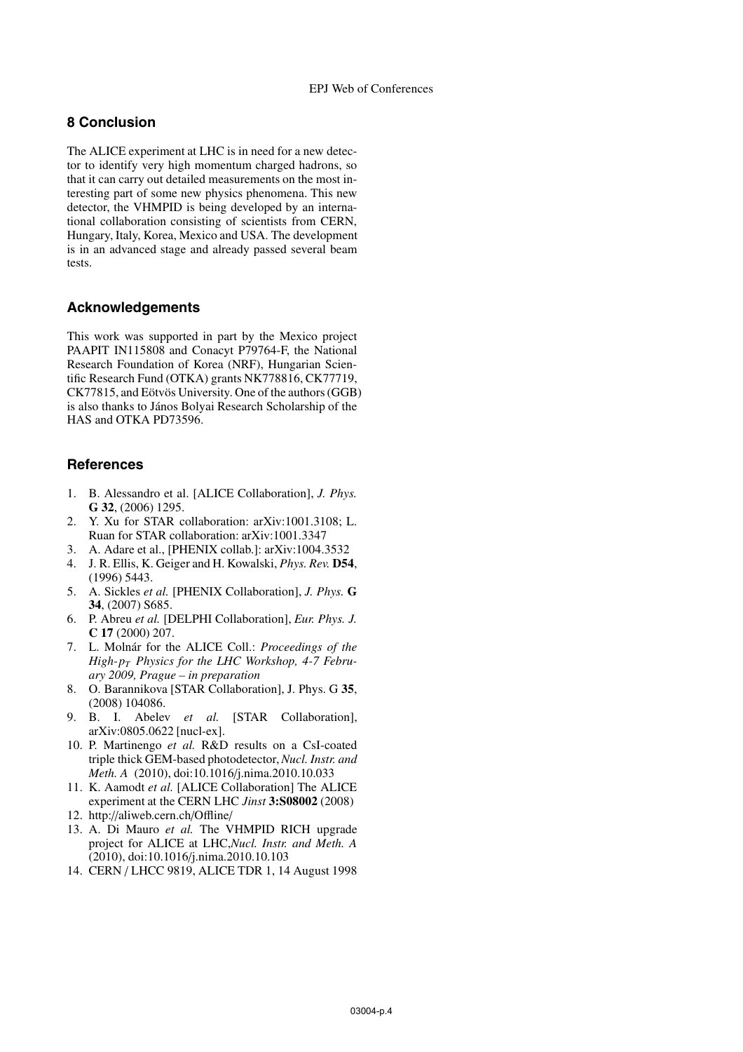## 8 Conclusion

The ALICE experiment at LHC is in need for a new detector to identify very high momentum charged hadrons, so that it can carry out detailed measurements on the most interesting part of some new physics phenomena. This new detector, the VHMPID is being developed by an international collaboration consisting of scientists from CERN, Hungary, Italy, Korea, Mexico and USA. The development is in an advanced stage and already passed several beam tests.

## Acknowledgements

This work was supported in part by the Mexico project PAAPIT IN115808 and Conacyt P79764-F, the National Research Foundation of Korea (NRF), Hungarian Scientific Research Fund (OTKA) grants NK778816, CK77719, CK77815, and Eötvös University. One of the authors (GGB) is also thanks to János Bolyai Research Scholarship of the HAS and OTKA PD73596.

## References

1. B. Alessandro et al. [ALICE Collaboration], *J. Phys.* **G 32**, (2006) 1295.
2. Y. Xu for STAR collaboration: arXiv:1001.3108; L. Ruan for STAR collaboration: arXiv:1001.3347
3. A. Adare et al., [PHENIX collab.]: arXiv:1004.3532
4. J. R. Ellis, K. Geiger and H. Kowalski, *Phys. Rev.* **D54**, (1996) 5443.
5. A. Sickles *et al.* [PHENIX Collaboration], *J. Phys.* **G 34**, (2007) S685.
6. P. Abreu *et al.* [DELPHI Collaboration], *Eur. Phys. J.* **C 17** (2000) 207.
7. L. Molnár for the ALICE Coll.: *Proceedings of the High-$p_T$ Physics for the LHC Workshop, 4-7 February 2009, Prague – in preparation*
8. O. Barannikova [STAR Collaboration], J. Phys. G **35**, (2008) 104086.
9. B. I. Abelev *et al.* [STAR Collaboration], arXiv:0805.0622 [nucl-ex].
10. P. Martinengo *et al.* R&D results on a CsI-coated triple thick GEM-based photodetector, *Nucl. Instr. and Meth. A* (2010), doi:10.1016/j.nima.2010.10.033
11. K. Aamodt *et al.* [ALICE Collaboration] The ALICE experiment at the CERN LHC *Jinst* **3:S08002** (2008)
12. http://aliweb.cern.ch/Offline/
13. A. Di Mauro *et al.* The VHMPID RICH upgrade project for ALICE at LHC,*Nucl. Instr. and Meth. A* (2010), doi:10.1016/j.nima.2010.10.103
14. CERN / LHCC 9819, ALICE TDR 1, 14 August 1998